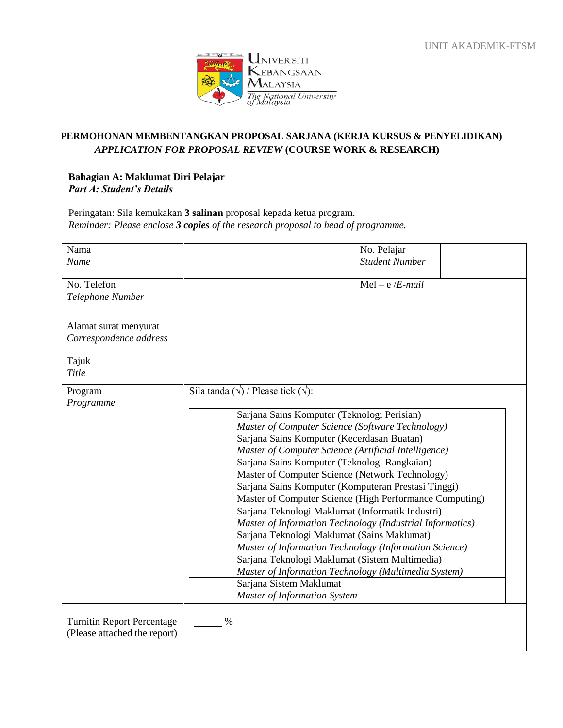UNIT AKADEMIK-FTSM

UNIVERSITI KEBANGSAAN MALAYSIA
*The National University of Malaysia*

**PERMOHONAN MEMBENTANGKAN PROPOSAL SARJANA (KERJA KURSUS & PENYELIDIKAN)**
***APPLICATION FOR PROPOSAL REVIEW* (COURSE WORK & RESEARCH)**

**Bahagian A: Maklumat Diri Pelajar**
***Part A: Student's Details***

Peringatan: Sila kemukakan **3 salinan** proposal kepada ketua program.
*Reminder: Please enclose **3 copies** of the research proposal to head of programme.*

| | | | |
|---|---|---|---|
| Nama<br>*Name* | | No. Pelajar<br>*Student Number* | |
| No. Telefon<br>*Telephone Number* | | Mel – e /*E-mail* | |
| Alamat surat menyurat<br>*Correspondence address* | | | |
| Tajuk<br>*Title* | | | |
| Program<br>*Programme* | Sila tanda (√) / Please tick (√): | | |
| | ☐ Sarjana Sains Komputer (Teknologi Perisian)<br>*Master of Computer Science (Software Technology)* | | |
| | ☐ Sarjana Sains Komputer (Kecerdasan Buatan)<br>*Master of Computer Science (Artificial Intelligence)* | | |
| | ☐ Sarjana Sains Komputer (Teknologi Rangkaian)<br>Master of Computer Science (Network Technology) | | |
| | ☐ Sarjana Sains Komputer (Komputeran Prestasi Tinggi)<br>Master of Computer Science (High Performance Computing) | | |
| | ☐ Sarjana Teknologi Maklumat (Informatik Industri)<br>*Master of Information Technology (Industrial Informatics)* | | |
| | ☐ Sarjana Teknologi Maklumat (Sains Maklumat)<br>*Master of Information Technology (Information Science)* | | |
| | ☐ Sarjana Teknologi Maklumat (Sistem Multimedia)<br>*Master of Information Technology (Multimedia System)* | | |
| | ☐ Sarjana Sistem Maklumat<br>*Master of Information System* | | |
| Turnitin Report Percentage<br>(Please attached the report) | ______ % | | |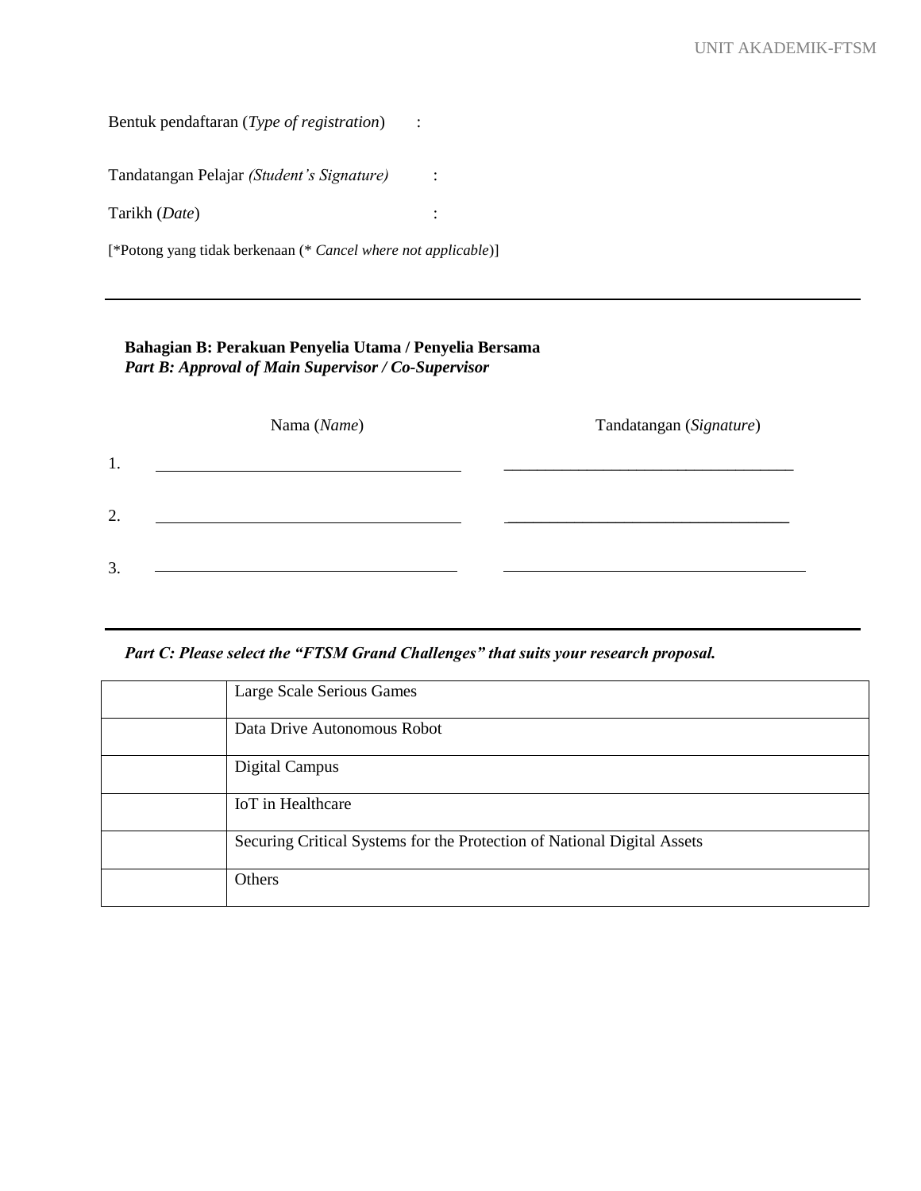Bentuk pendaftaran (*Type of registration*) :

Tandatangan Pelajar *(Student's Signature)* :

Tarikh (*Date*) :

[*Potong yang tidak berkenaan (* *Cancel where not applicable*)]

---

**Bahagian B: Perakuan Penyelia Utama / Penyelia Bersama**
***Part B: Approval of Main Supervisor / Co-Supervisor***

| | Nama (*Name*) | Tandatangan (*Signature*) |
|---|---|---|
| 1. | ____________________ | ____________________ |
| 2. | ____________________ | ____________________ |
| 3. | ____________________ | ____________________ |

---

***Part C: Please select the "FTSM Grand Challenges" that suits your research proposal.***

| | |
|---|---|
| | Large Scale Serious Games |
| | Data Drive Autonomous Robot |
| | Digital Campus |
| | IoT in Healthcare |
| | Securing Critical Systems for the Protection of National Digital Assets |
| | Others |